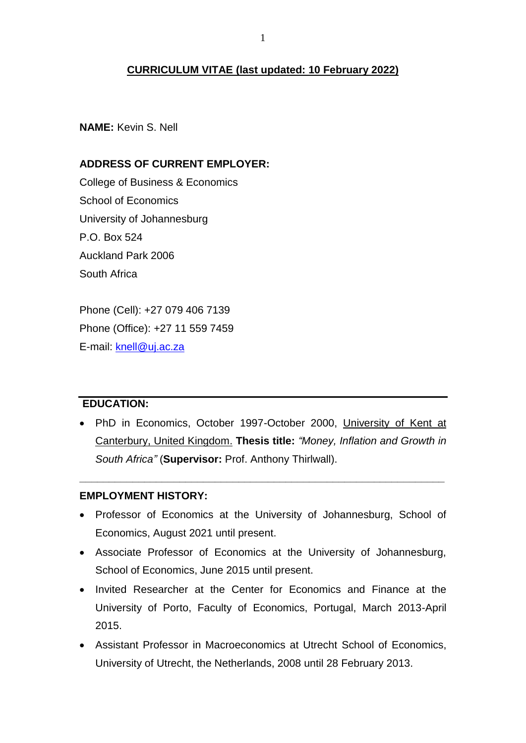# CURRICULUM VITAE (last updated: 10 February 2022)

**NAME:** Kevin S. Nell

**ADDRESS OF CURRENT EMPLOYER:**

College of Business & Economics
School of Economics
University of Johannesburg
P.O. Box 524
Auckland Park 2006
South Africa

Phone (Cell): +27 079 406 7139
Phone (Office): +27 11 559 7459
E-mail: knell@uj.ac.za

---

## EDUCATION:

- PhD in Economics, October 1997-October 2000, University of Kent at Canterbury, United Kingdom. **Thesis title:** *"Money, Inflation and Growth in South Africa"* (**Supervisor:** Prof. Anthony Thirlwall).

---

## EMPLOYMENT HISTORY:

- Professor of Economics at the University of Johannesburg, School of Economics, August 2021 until present.
- Associate Professor of Economics at the University of Johannesburg, School of Economics, June 2015 until present.
- Invited Researcher at the Center for Economics and Finance at the University of Porto, Faculty of Economics, Portugal, March 2013-April 2015.
- Assistant Professor in Macroeconomics at Utrecht School of Economics, University of Utrecht, the Netherlands, 2008 until 28 February 2013.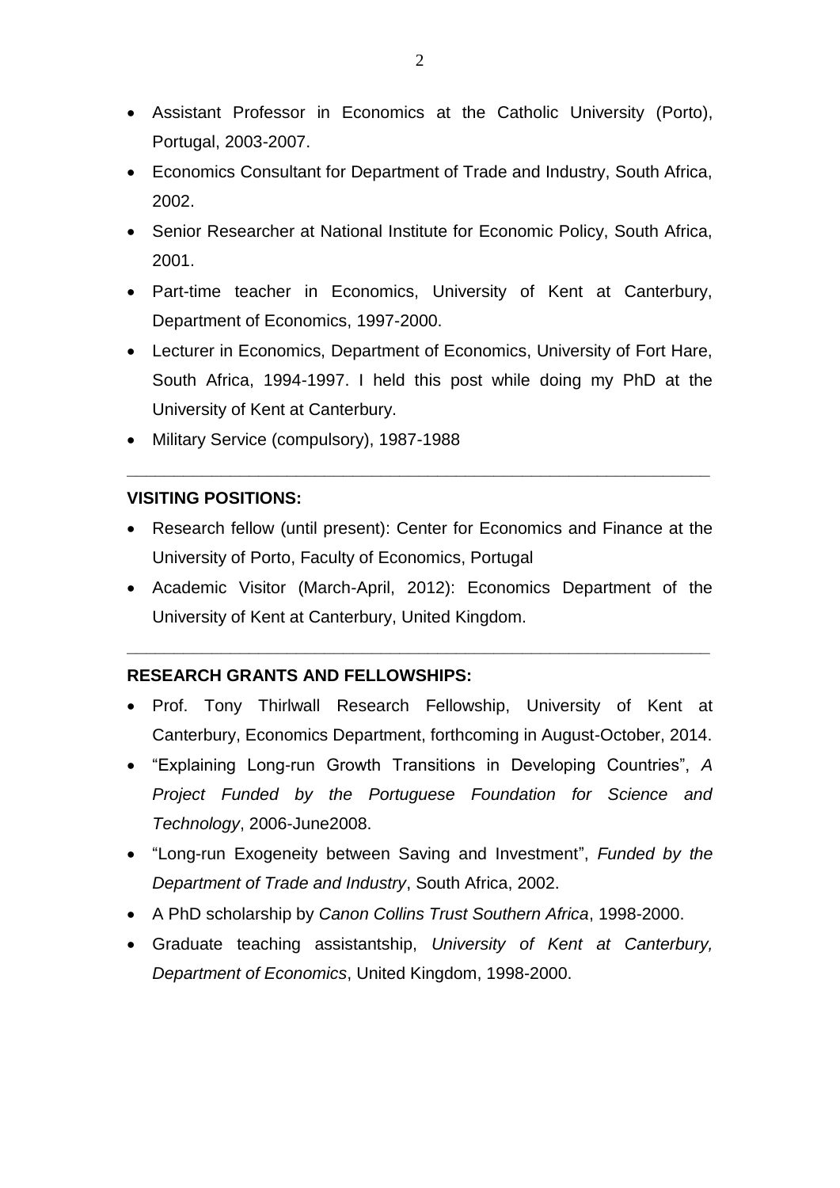- Assistant Professor in Economics at the Catholic University (Porto), Portugal, 2003-2007.
- Economics Consultant for Department of Trade and Industry, South Africa, 2002.
- Senior Researcher at National Institute for Economic Policy, South Africa, 2001.
- Part-time teacher in Economics, University of Kent at Canterbury, Department of Economics, 1997-2000.
- Lecturer in Economics, Department of Economics, University of Fort Hare, South Africa, 1994-1997. I held this post while doing my PhD at the University of Kent at Canterbury.
- Military Service (compulsory), 1987-1988

---

**VISITING POSITIONS:**

- Research fellow (until present): Center for Economics and Finance at the University of Porto, Faculty of Economics, Portugal
- Academic Visitor (March-April, 2012): Economics Department of the University of Kent at Canterbury, United Kingdom.

---

**RESEARCH GRANTS AND FELLOWSHIPS:**

- Prof. Tony Thirlwall Research Fellowship, University of Kent at Canterbury, Economics Department, forthcoming in August-October, 2014.
- "Explaining Long-run Growth Transitions in Developing Countries", *A Project Funded by the Portuguese Foundation for Science and Technology*, 2006-June2008.
- "Long-run Exogeneity between Saving and Investment", *Funded by the Department of Trade and Industry*, South Africa, 2002.
- A PhD scholarship by *Canon Collins Trust Southern Africa*, 1998-2000.
- Graduate teaching assistantship, *University of Kent at Canterbury, Department of Economics*, United Kingdom, 1998-2000.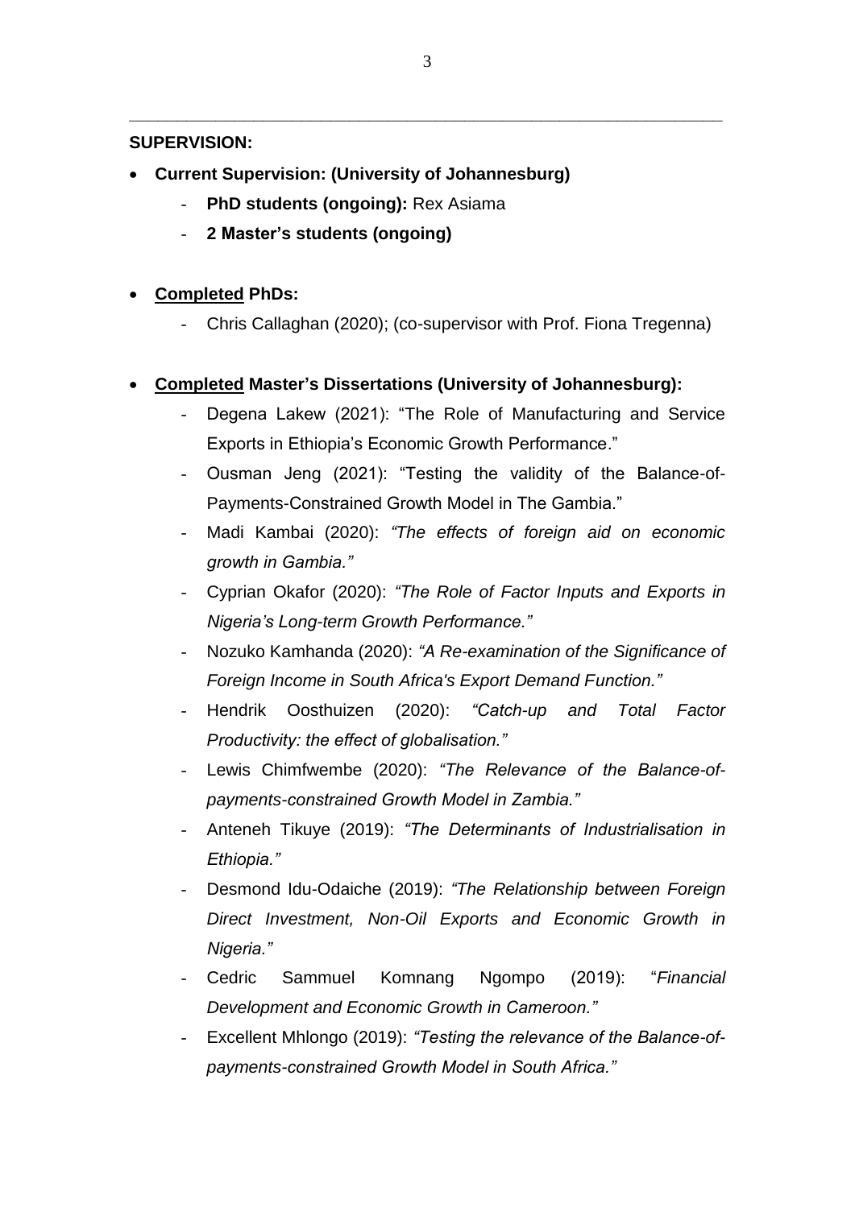## SUPERVISION:

- **Current Supervision: (University of Johannesburg)**
  - **PhD students (ongoing):** Rex Asiama
  - **2 Master's students (ongoing)**

- **Completed PhDs:**
  - Chris Callaghan (2020); (co-supervisor with Prof. Fiona Tregenna)

- **Completed Master's Dissertations (University of Johannesburg):**
  - Degena Lakew (2021): "The Role of Manufacturing and Service Exports in Ethiopia's Economic Growth Performance."
  - Ousman Jeng (2021): "Testing the validity of the Balance-of-Payments-Constrained Growth Model in The Gambia."
  - Madi Kambai (2020): *"The effects of foreign aid on economic growth in Gambia."*
  - Cyprian Okafor (2020): *"The Role of Factor Inputs and Exports in Nigeria's Long-term Growth Performance."*
  - Nozuko Kamhanda (2020): *"A Re-examination of the Significance of Foreign Income in South Africa's Export Demand Function."*
  - Hendrik Oosthuizen (2020): *"Catch-up and Total Factor Productivity: the effect of globalisation."*
  - Lewis Chimfwembe (2020): *"The Relevance of the Balance-of-payments-constrained Growth Model in Zambia."*
  - Anteneh Tikuye (2019): *"The Determinants of Industrialisation in Ethiopia."*
  - Desmond Idu-Odaiche (2019): *"The Relationship between Foreign Direct Investment, Non-Oil Exports and Economic Growth in Nigeria."*
  - Cedric Sammuel Komnang Ngompo (2019): "*Financial Development and Economic Growth in Cameroon."*
  - Excellent Mhlongo (2019): *"Testing the relevance of the Balance-of-payments-constrained Growth Model in South Africa."*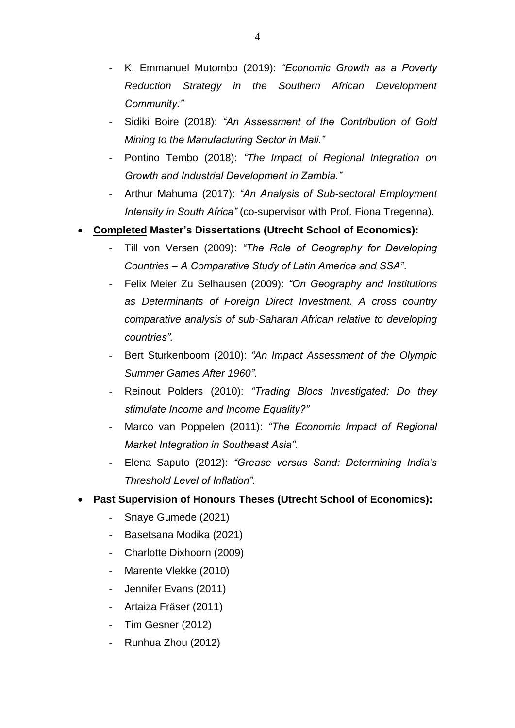- K. Emmanuel Mutombo (2019): *"Economic Growth as a Poverty Reduction Strategy in the Southern African Development Community."*
  - Sidiki Boire (2018): *"An Assessment of the Contribution of Gold Mining to the Manufacturing Sector in Mali."*
  - Pontino Tembo (2018): *"The Impact of Regional Integration on Growth and Industrial Development in Zambia."*
  - Arthur Mahuma (2017): *"An Analysis of Sub-sectoral Employment Intensity in South Africa"* (co-supervisor with Prof. Fiona Tregenna).

- **<u>Completed</u> Master's Dissertations (Utrecht School of Economics):**
  - Till von Versen (2009): *"The Role of Geography for Developing Countries – A Comparative Study of Latin America and SSA"*.
  - Felix Meier Zu Selhausen (2009): *"On Geography and Institutions as Determinants of Foreign Direct Investment. A cross country comparative analysis of sub-Saharan African relative to developing countries".*
  - Bert Sturkenboom (2010): *"An Impact Assessment of the Olympic Summer Games After 1960".*
  - Reinout Polders (2010): *"Trading Blocs Investigated: Do they stimulate Income and Income Equality?"*
  - Marco van Poppelen (2011): *"The Economic Impact of Regional Market Integration in Southeast Asia".*
  - Elena Saputo (2012): *"Grease versus Sand: Determining India's Threshold Level of Inflation".*

- **Past Supervision of Honours Theses (Utrecht School of Economics):**
  - Snaye Gumede (2021)
  - Basetsana Modika (2021)
  - Charlotte Dixhoorn (2009)
  - Marente Vlekke (2010)
  - Jennifer Evans (2011)
  - Artaiza Fräser (2011)
  - Tim Gesner (2012)
  - Runhua Zhou (2012)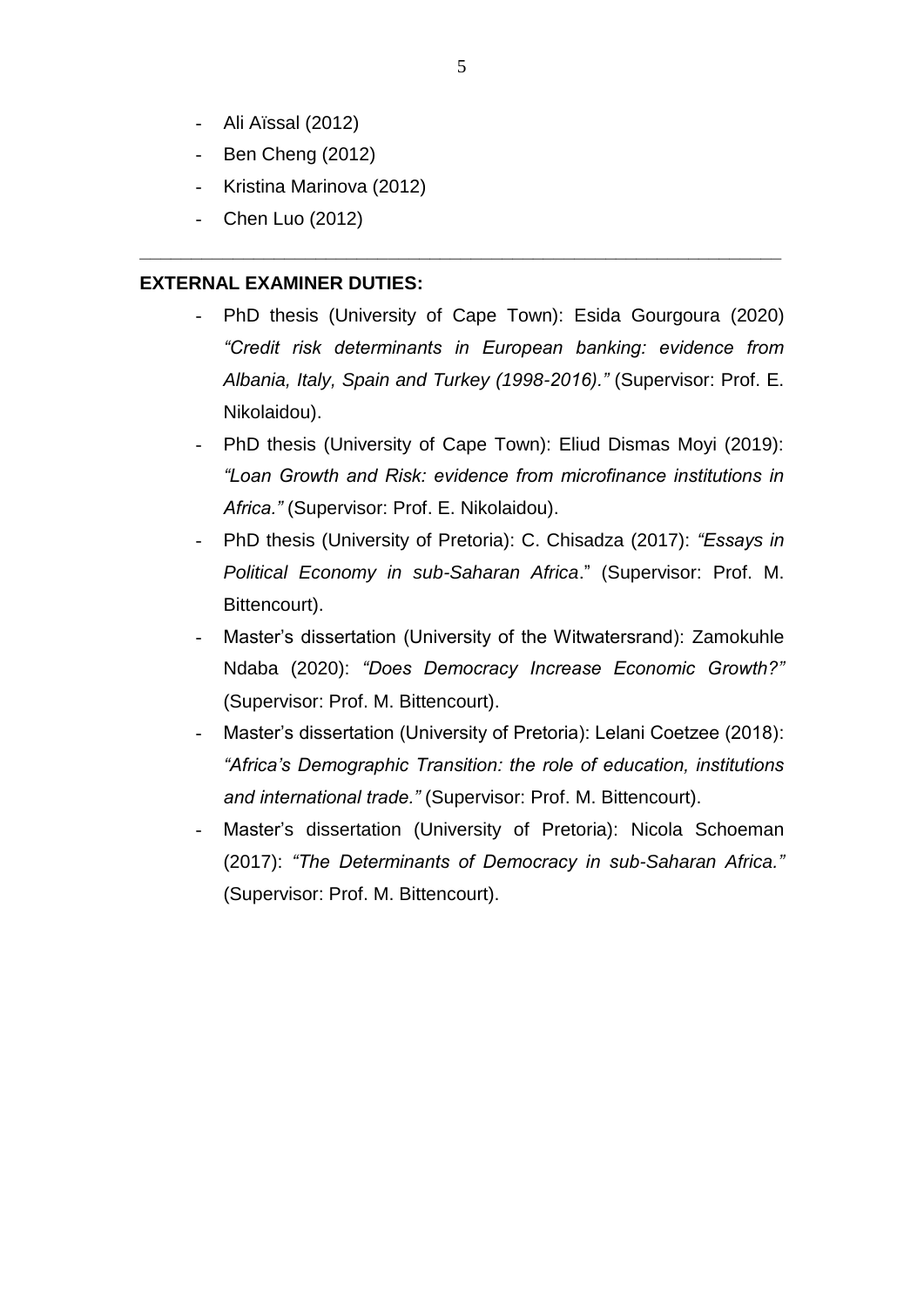- Ali Aïssal (2012)
- Ben Cheng (2012)
- Kristina Marinova (2012)
- Chen Luo (2012)

---

**EXTERNAL EXAMINER DUTIES:**

- PhD thesis (University of Cape Town): Esida Gourgoura (2020) *"Credit risk determinants in European banking: evidence from Albania, Italy, Spain and Turkey (1998-2016)."* (Supervisor: Prof. E. Nikolaidou).
- PhD thesis (University of Cape Town): Eliud Dismas Moyi (2019): *"Loan Growth and Risk: evidence from microfinance institutions in Africa."* (Supervisor: Prof. E. Nikolaidou).
- PhD thesis (University of Pretoria): C. Chisadza (2017): *"Essays in Political Economy in sub-Saharan Africa*." (Supervisor: Prof. M. Bittencourt).
- Master's dissertation (University of the Witwatersrand): Zamokuhle Ndaba (2020): *"Does Democracy Increase Economic Growth?"* (Supervisor: Prof. M. Bittencourt).
- Master's dissertation (University of Pretoria): Lelani Coetzee (2018): *"Africa's Demographic Transition: the role of education, institutions and international trade."* (Supervisor: Prof. M. Bittencourt).
- Master's dissertation (University of Pretoria): Nicola Schoeman (2017): *"The Determinants of Democracy in sub-Saharan Africa."* (Supervisor: Prof. M. Bittencourt).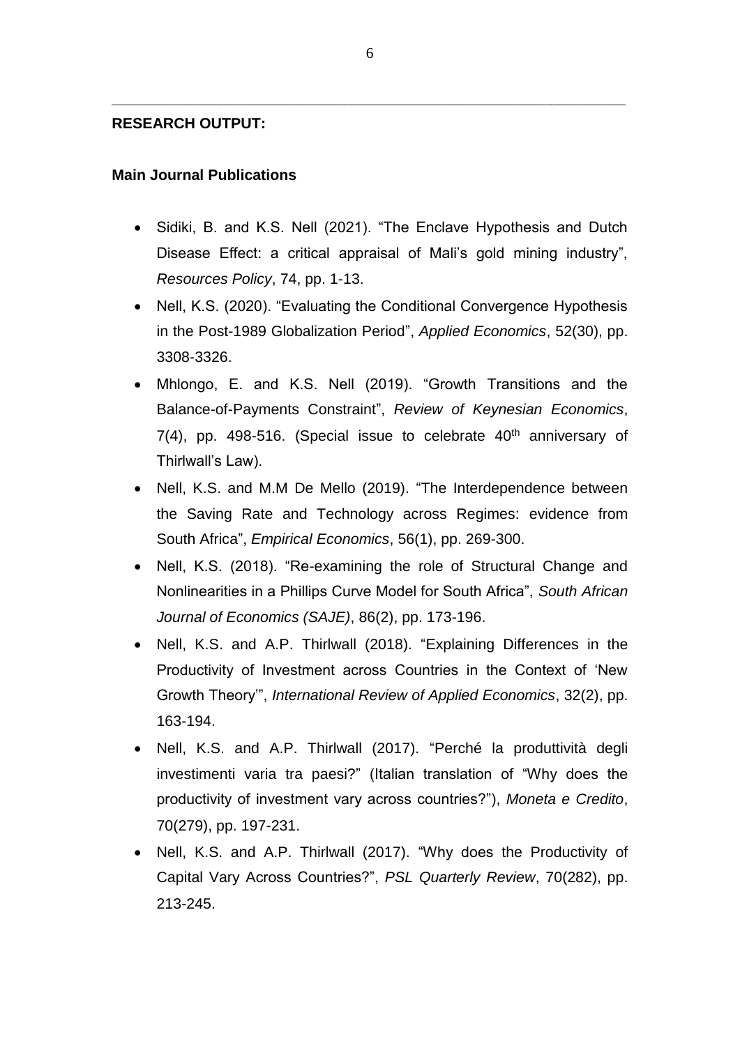**RESEARCH OUTPUT:**

**Main Journal Publications**

- Sidiki, B. and K.S. Nell (2021). "The Enclave Hypothesis and Dutch Disease Effect: a critical appraisal of Mali's gold mining industry", *Resources Policy*, 74, pp. 1-13.
- Nell, K.S. (2020). "Evaluating the Conditional Convergence Hypothesis in the Post-1989 Globalization Period", *Applied Economics*, 52(30), pp. 3308-3326.
- Mhlongo, E. and K.S. Nell (2019). "Growth Transitions and the Balance-of-Payments Constraint", *Review of Keynesian Economics*, 7(4), pp. 498-516. (Special issue to celebrate 40th anniversary of Thirlwall's Law).
- Nell, K.S. and M.M De Mello (2019). "The Interdependence between the Saving Rate and Technology across Regimes: evidence from South Africa", *Empirical Economics*, 56(1), pp. 269-300.
- Nell, K.S. (2018). "Re-examining the role of Structural Change and Nonlinearities in a Phillips Curve Model for South Africa", *South African Journal of Economics (SAJE)*, 86(2), pp. 173-196.
- Nell, K.S. and A.P. Thirlwall (2018). "Explaining Differences in the Productivity of Investment across Countries in the Context of 'New Growth Theory'", *International Review of Applied Economics*, 32(2), pp. 163-194.
- Nell, K.S. and A.P. Thirlwall (2017). "Perché la produttività degli investimenti varia tra paesi?" (Italian translation of "Why does the productivity of investment vary across countries?"), *Moneta e Credito*, 70(279), pp. 197-231.
- Nell, K.S. and A.P. Thirlwall (2017). "Why does the Productivity of Capital Vary Across Countries?", *PSL Quarterly Review*, 70(282), pp. 213-245.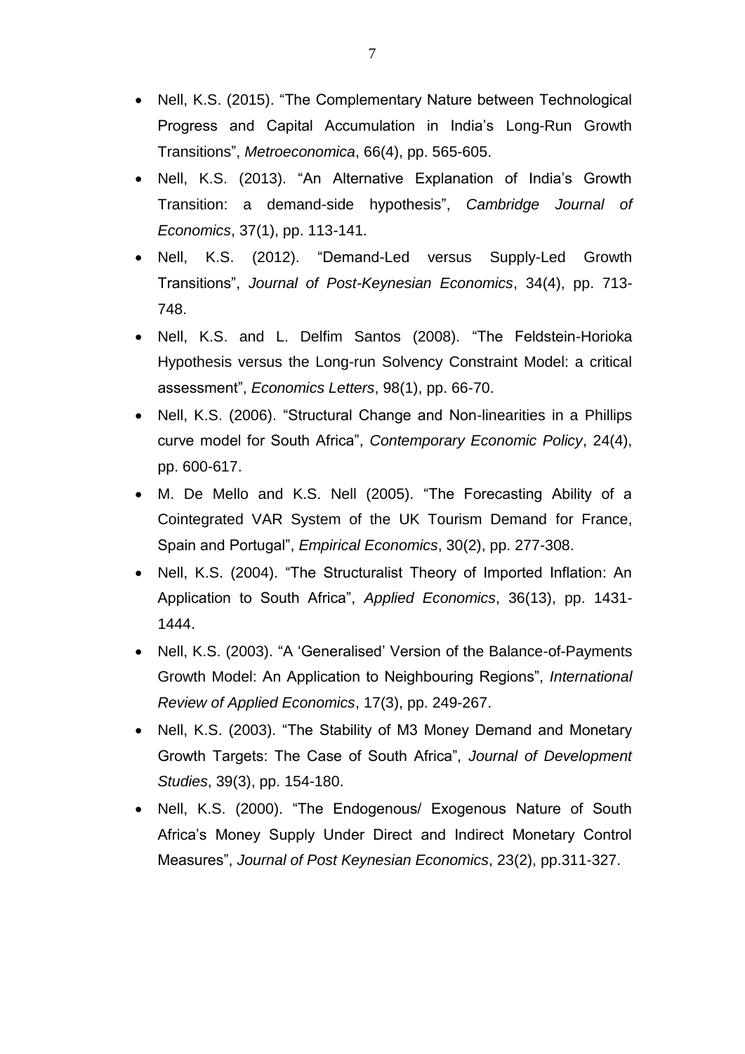- Nell, K.S. (2015). “The Complementary Nature between Technological Progress and Capital Accumulation in India’s Long-Run Growth Transitions”, *Metroeconomica*, 66(4), pp. 565-605.
- Nell, K.S. (2013). “An Alternative Explanation of India’s Growth Transition: a demand-side hypothesis”, *Cambridge Journal of Economics*, 37(1), pp. 113-141.
- Nell, K.S. (2012). “Demand-Led versus Supply-Led Growth Transitions”, *Journal of Post-Keynesian Economics*, 34(4), pp. 713-748.
- Nell, K.S. and L. Delfim Santos (2008). “The Feldstein-Horioka Hypothesis versus the Long-run Solvency Constraint Model: a critical assessment”, *Economics Letters*, 98(1), pp. 66-70.
- Nell, K.S. (2006). “Structural Change and Non-linearities in a Phillips curve model for South Africa”, *Contemporary Economic Policy*, 24(4), pp. 600-617.
- M. De Mello and K.S. Nell (2005). “The Forecasting Ability of a Cointegrated VAR System of the UK Tourism Demand for France, Spain and Portugal”, *Empirical Economics*, 30(2), pp. 277-308.
- Nell, K.S. (2004). “The Structuralist Theory of Imported Inflation: An Application to South Africa”, *Applied Economics*, 36(13), pp. 1431-1444.
- Nell, K.S. (2003). “A ‘Generalised’ Version of the Balance-of-Payments Growth Model: An Application to Neighbouring Regions”, *International Review of Applied Economics*, 17(3), pp. 249-267.
- Nell, K.S. (2003). “The Stability of M3 Money Demand and Monetary Growth Targets: The Case of South Africa”, *Journal of Development Studies*, 39(3), pp. 154-180.
- Nell, K.S. (2000). “The Endogenous/ Exogenous Nature of South Africa’s Money Supply Under Direct and Indirect Monetary Control Measures”, *Journal of Post Keynesian Economics*, 23(2), pp.311-327.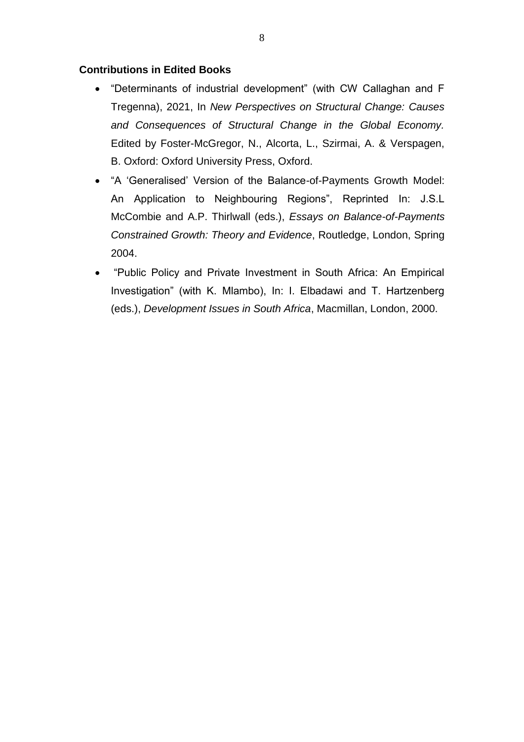**Contributions in Edited Books**

- "Determinants of industrial development" (with CW Callaghan and F Tregenna), 2021, In *New Perspectives on Structural Change: Causes and Consequences of Structural Change in the Global Economy.* Edited by Foster-McGregor, N., Alcorta, L., Szirmai, A. & Verspagen, B. Oxford: Oxford University Press, Oxford.
- "A 'Generalised' Version of the Balance-of-Payments Growth Model: An Application to Neighbouring Regions", Reprinted In: J.S.L McCombie and A.P. Thirlwall (eds.), *Essays on Balance-of-Payments Constrained Growth: Theory and Evidence*, Routledge, London, Spring 2004.
- "Public Policy and Private Investment in South Africa: An Empirical Investigation" (with K. Mlambo), In: I. Elbadawi and T. Hartzenberg (eds.), *Development Issues in South Africa*, Macmillan, London, 2000.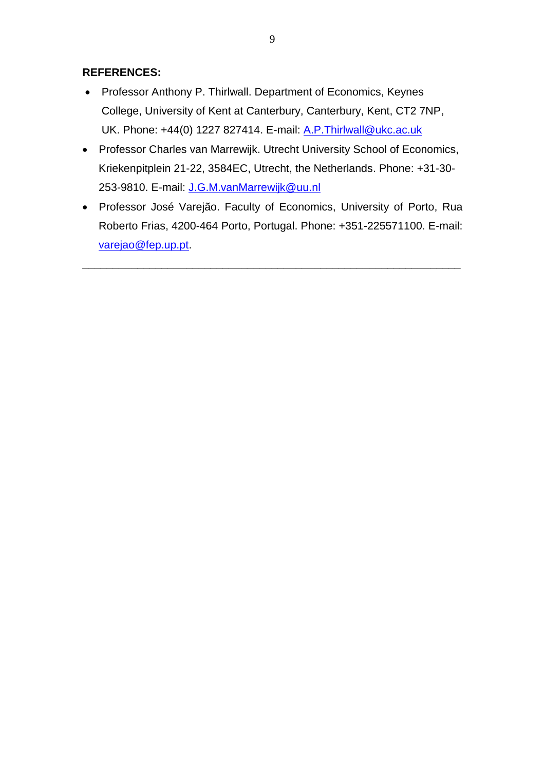**REFERENCES:**

- Professor Anthony P. Thirlwall. Department of Economics, Keynes College, University of Kent at Canterbury, Canterbury, Kent, CT2 7NP, UK. Phone: +44(0) 1227 827414. E-mail: A.P.Thirlwall@ukc.ac.uk
- Professor Charles van Marrewijk. Utrecht University School of Economics, Kriekenpitplein 21-22, 3584EC, Utrecht, the Netherlands. Phone: +31-30-253-9810. E-mail: J.G.M.vanMarrewijk@uu.nl
- Professor José Varejão. Faculty of Economics, University of Porto, Rua Roberto Frias, 4200-464 Porto, Portugal. Phone: +351-225571100. E-mail: varejao@fep.up.pt.

---